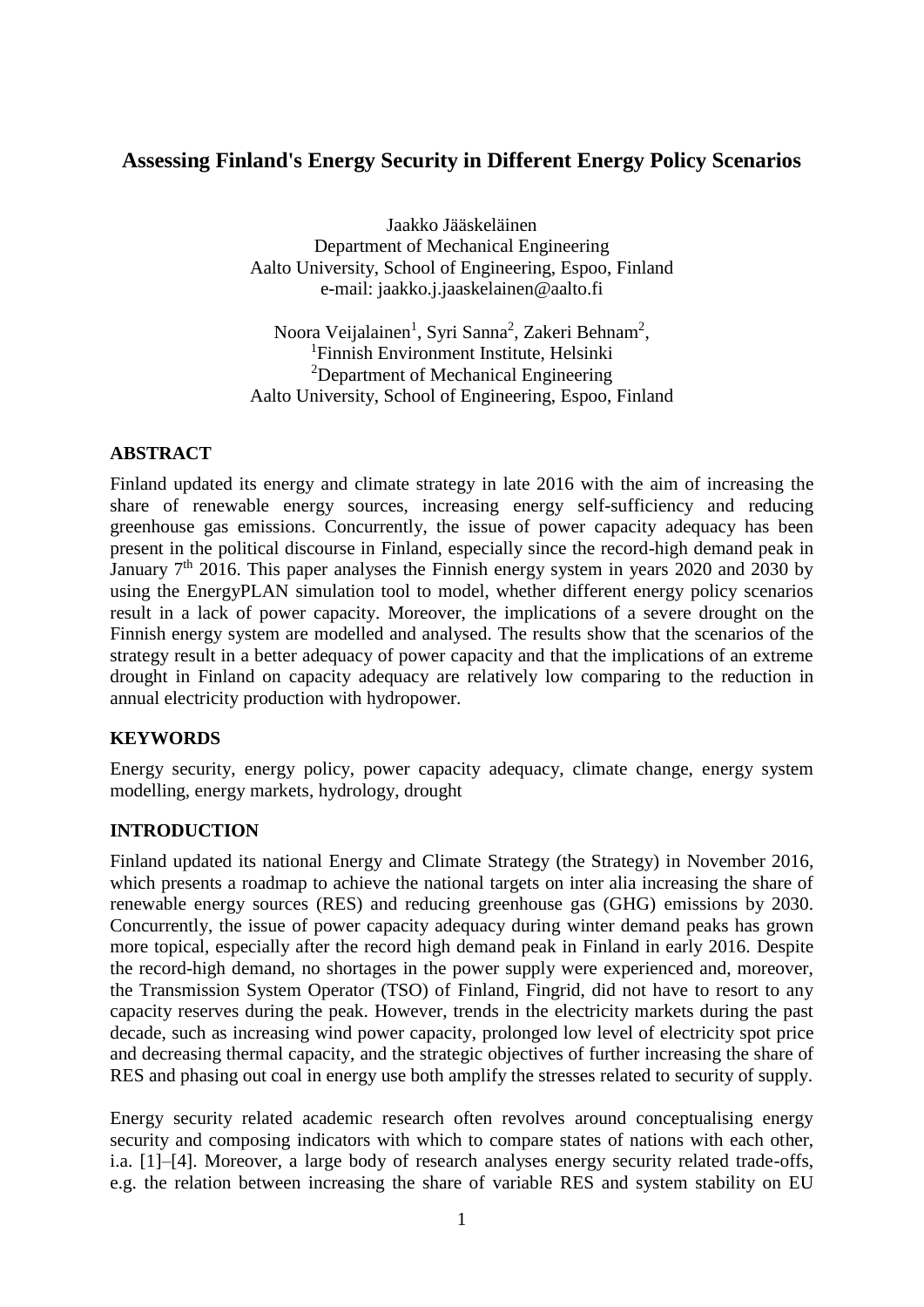# Assessing Finland's Energy Security in Different Energy Policy Scenarios

Jaakko Jääskeläinen
Department of Mechanical Engineering
Aalto University, School of Engineering, Espoo, Finland
e-mail: jaakko.j.jaaskelainen@aalto.fi

Noora Veijalainen[1], Syri Sanna[2], Zakeri Behnam[2],
[1]Finnish Environment Institute, Helsinki
[2]Department of Mechanical Engineering
Aalto University, School of Engineering, Espoo, Finland

## ABSTRACT

Finland updated its energy and climate strategy in late 2016 with the aim of increasing the share of renewable energy sources, increasing energy self-sufficiency and reducing greenhouse gas emissions. Concurrently, the issue of power capacity adequacy has been present in the political discourse in Finland, especially since the record-high demand peak in January 7th 2016. This paper analyses the Finnish energy system in years 2020 and 2030 by using the EnergyPLAN simulation tool to model, whether different energy policy scenarios result in a lack of power capacity. Moreover, the implications of a severe drought on the Finnish energy system are modelled and analysed. The results show that the scenarios of the strategy result in a better adequacy of power capacity and that the implications of an extreme drought in Finland on capacity adequacy are relatively low comparing to the reduction in annual electricity production with hydropower.

## KEYWORDS

Energy security, energy policy, power capacity adequacy, climate change, energy system modelling, energy markets, hydrology, drought

## INTRODUCTION

Finland updated its national Energy and Climate Strategy (the Strategy) in November 2016, which presents a roadmap to achieve the national targets on inter alia increasing the share of renewable energy sources (RES) and reducing greenhouse gas (GHG) emissions by 2030. Concurrently, the issue of power capacity adequacy during winter demand peaks has grown more topical, especially after the record high demand peak in Finland in early 2016. Despite the record-high demand, no shortages in the power supply were experienced and, moreover, the Transmission System Operator (TSO) of Finland, Fingrid, did not have to resort to any capacity reserves during the peak. However, trends in the electricity markets during the past decade, such as increasing wind power capacity, prolonged low level of electricity spot price and decreasing thermal capacity, and the strategic objectives of further increasing the share of RES and phasing out coal in energy use both amplify the stresses related to security of supply.

Energy security related academic research often revolves around conceptualising energy security and composing indicators with which to compare states of nations with each other, i.a. [1]–[4]. Moreover, a large body of research analyses energy security related trade-offs, e.g. the relation between increasing the share of variable RES and system stability on EU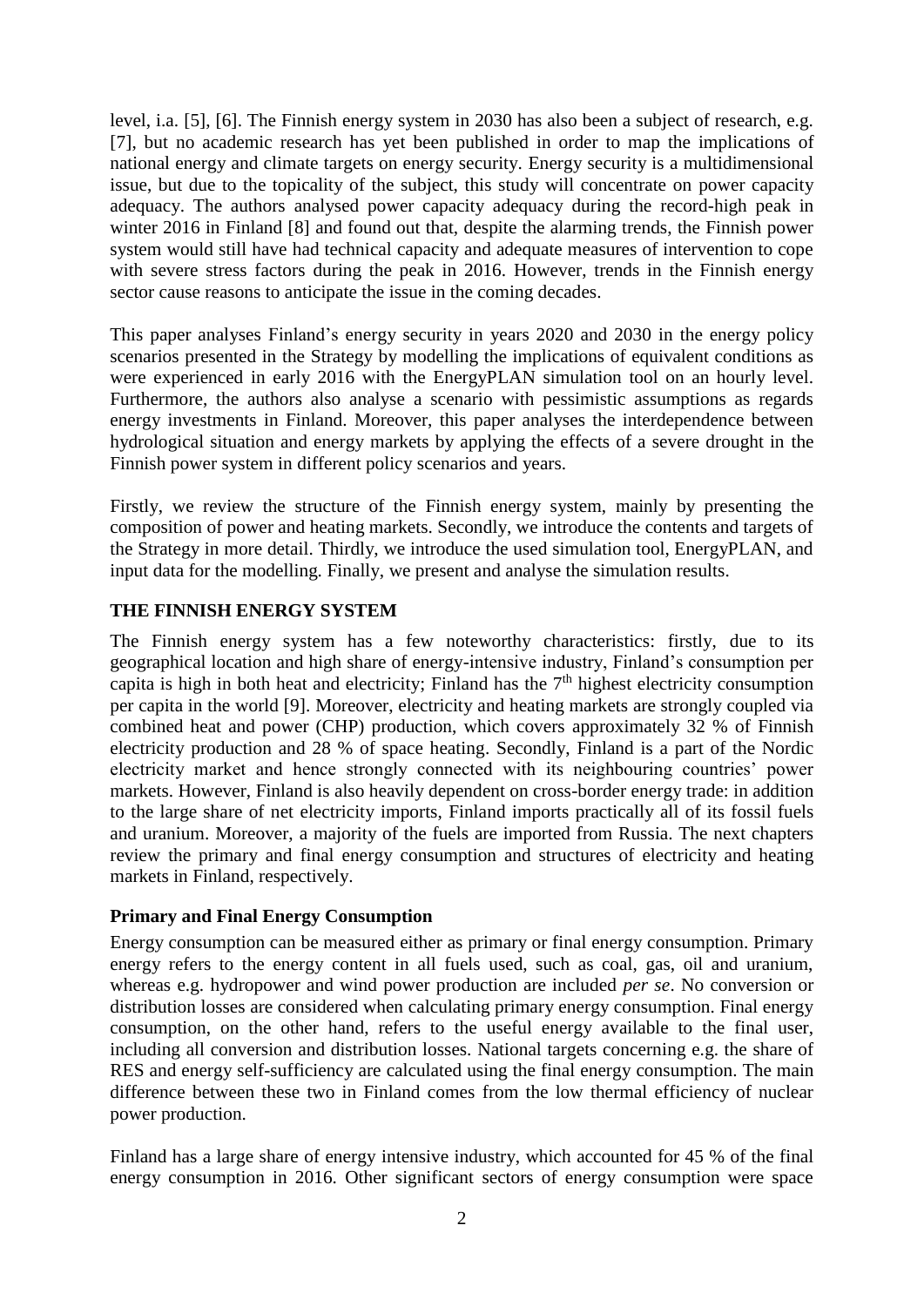level, i.a. [5], [6]. The Finnish energy system in 2030 has also been a subject of research, e.g. [7], but no academic research has yet been published in order to map the implications of national energy and climate targets on energy security. Energy security is a multidimensional issue, but due to the topicality of the subject, this study will concentrate on power capacity adequacy. The authors analysed power capacity adequacy during the record-high peak in winter 2016 in Finland [8] and found out that, despite the alarming trends, the Finnish power system would still have had technical capacity and adequate measures of intervention to cope with severe stress factors during the peak in 2016. However, trends in the Finnish energy sector cause reasons to anticipate the issue in the coming decades.

This paper analyses Finland's energy security in years 2020 and 2030 in the energy policy scenarios presented in the Strategy by modelling the implications of equivalent conditions as were experienced in early 2016 with the EnergyPLAN simulation tool on an hourly level. Furthermore, the authors also analyse a scenario with pessimistic assumptions as regards energy investments in Finland. Moreover, this paper analyses the interdependence between hydrological situation and energy markets by applying the effects of a severe drought in the Finnish power system in different policy scenarios and years.

Firstly, we review the structure of the Finnish energy system, mainly by presenting the composition of power and heating markets. Secondly, we introduce the contents and targets of the Strategy in more detail. Thirdly, we introduce the used simulation tool, EnergyPLAN, and input data for the modelling. Finally, we present and analyse the simulation results.

## THE FINNISH ENERGY SYSTEM

The Finnish energy system has a few noteworthy characteristics: firstly, due to its geographical location and high share of energy-intensive industry, Finland's consumption per capita is high in both heat and electricity; Finland has the 7th highest electricity consumption per capita in the world [9]. Moreover, electricity and heating markets are strongly coupled via combined heat and power (CHP) production, which covers approximately 32 % of Finnish electricity production and 28 % of space heating. Secondly, Finland is a part of the Nordic electricity market and hence strongly connected with its neighbouring countries' power markets. However, Finland is also heavily dependent on cross-border energy trade: in addition to the large share of net electricity imports, Finland imports practically all of its fossil fuels and uranium. Moreover, a majority of the fuels are imported from Russia. The next chapters review the primary and final energy consumption and structures of electricity and heating markets in Finland, respectively.

### Primary and Final Energy Consumption

Energy consumption can be measured either as primary or final energy consumption. Primary energy refers to the energy content in all fuels used, such as coal, gas, oil and uranium, whereas e.g. hydropower and wind power production are included *per se*. No conversion or distribution losses are considered when calculating primary energy consumption. Final energy consumption, on the other hand, refers to the useful energy available to the final user, including all conversion and distribution losses. National targets concerning e.g. the share of RES and energy self-sufficiency are calculated using the final energy consumption. The main difference between these two in Finland comes from the low thermal efficiency of nuclear power production.

Finland has a large share of energy intensive industry, which accounted for 45 % of the final energy consumption in 2016. Other significant sectors of energy consumption were space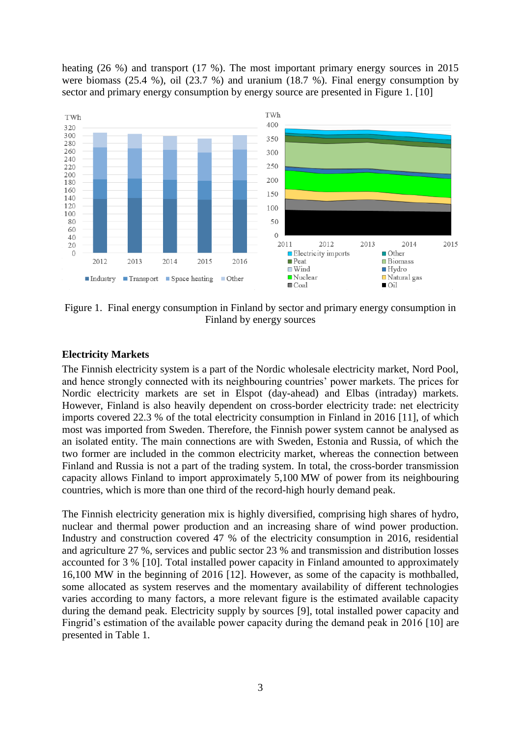heating (26 %) and transport (17 %). The most important primary energy sources in 2015 were biomass (25.4 %), oil (23.7 %) and uranium (18.7 %). Final energy consumption by sector and primary energy consumption by energy source are presented in Figure 1. [10]

Figure 1. Final energy consumption in Finland by sector and primary energy consumption in Finland by energy sources

## Electricity Markets

The Finnish electricity system is a part of the Nordic wholesale electricity market, Nord Pool, and hence strongly connected with its neighbouring countries' power markets. The prices for Nordic electricity markets are set in Elspot (day-ahead) and Elbas (intraday) markets. However, Finland is also heavily dependent on cross-border electricity trade: net electricity imports covered 22.3 % of the total electricity consumption in Finland in 2016 [11], of which most was imported from Sweden. Therefore, the Finnish power system cannot be analysed as an isolated entity. The main connections are with Sweden, Estonia and Russia, of which the two former are included in the common electricity market, whereas the connection between Finland and Russia is not a part of the trading system. In total, the cross-border transmission capacity allows Finland to import approximately 5,100 MW of power from its neighbouring countries, which is more than one third of the record-high hourly demand peak.

The Finnish electricity generation mix is highly diversified, comprising high shares of hydro, nuclear and thermal power production and an increasing share of wind power production. Industry and construction covered 47 % of the electricity consumption in 2016, residential and agriculture 27 %, services and public sector 23 % and transmission and distribution losses accounted for 3 % [10]. Total installed power capacity in Finland amounted to approximately 16,100 MW in the beginning of 2016 [12]. However, as some of the capacity is mothballed, some allocated as system reserves and the momentary availability of different technologies varies according to many factors, a more relevant figure is the estimated available capacity during the demand peak. Electricity supply by sources [9], total installed power capacity and Fingrid's estimation of the available power capacity during the demand peak in 2016 [10] are presented in Table 1.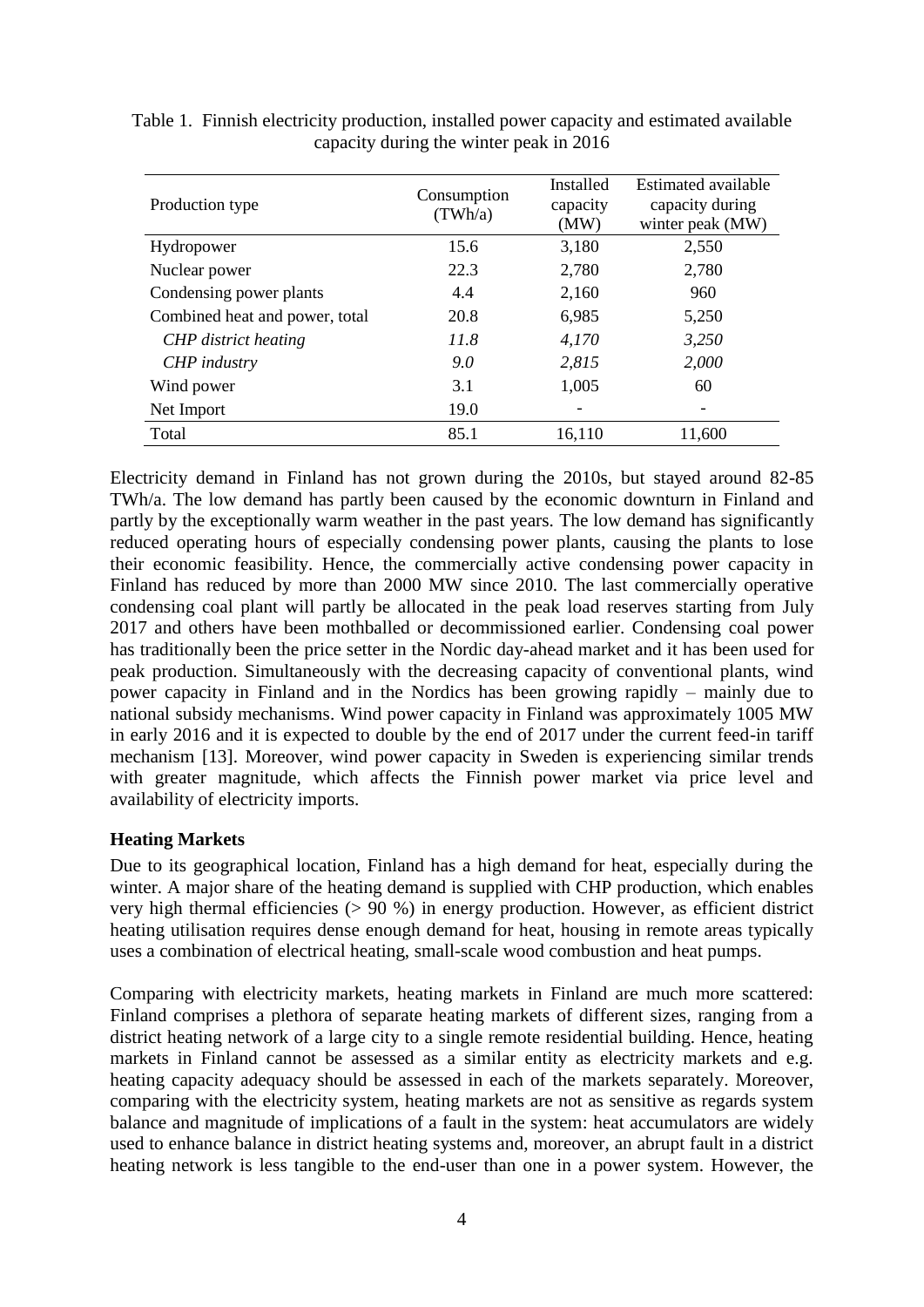Table 1. Finnish electricity production, installed power capacity and estimated available capacity during the winter peak in 2016

| Production type | Consumption (TWh/a) | Installed capacity (MW) | Estimated available capacity during winter peak (MW) |
|---|---|---|---|
| Hydropower | 15.6 | 3,180 | 2,550 |
| Nuclear power | 22.3 | 2,780 | 2,780 |
| Condensing power plants | 4.4 | 2,160 | 960 |
| Combined heat and power, total | 20.8 | 6,985 | 5,250 |
| *CHP district heating* | *11.8* | *4,170* | *3,250* |
| *CHP industry* | *9.0* | *2,815* | *2,000* |
| Wind power | 3.1 | 1,005 | 60 |
| Net Import | 19.0 | - | - |
| Total | 85.1 | 16,110 | 11,600 |

Electricity demand in Finland has not grown during the 2010s, but stayed around 82-85 TWh/a. The low demand has partly been caused by the economic downturn in Finland and partly by the exceptionally warm weather in the past years. The low demand has significantly reduced operating hours of especially condensing power plants, causing the plants to lose their economic feasibility. Hence, the commercially active condensing power capacity in Finland has reduced by more than 2000 MW since 2010. The last commercially operative condensing coal plant will partly be allocated in the peak load reserves starting from July 2017 and others have been mothballed or decommissioned earlier. Condensing coal power has traditionally been the price setter in the Nordic day-ahead market and it has been used for peak production. Simultaneously with the decreasing capacity of conventional plants, wind power capacity in Finland and in the Nordics has been growing rapidly – mainly due to national subsidy mechanisms. Wind power capacity in Finland was approximately 1005 MW in early 2016 and it is expected to double by the end of 2017 under the current feed-in tariff mechanism [13]. Moreover, wind power capacity in Sweden is experiencing similar trends with greater magnitude, which affects the Finnish power market via price level and availability of electricity imports.

**Heating Markets**

Due to its geographical location, Finland has a high demand for heat, especially during the winter. A major share of the heating demand is supplied with CHP production, which enables very high thermal efficiencies (> 90 %) in energy production. However, as efficient district heating utilisation requires dense enough demand for heat, housing in remote areas typically uses a combination of electrical heating, small-scale wood combustion and heat pumps.

Comparing with electricity markets, heating markets in Finland are much more scattered: Finland comprises a plethora of separate heating markets of different sizes, ranging from a district heating network of a large city to a single remote residential building. Hence, heating markets in Finland cannot be assessed as a similar entity as electricity markets and e.g. heating capacity adequacy should be assessed in each of the markets separately. Moreover, comparing with the electricity system, heating markets are not as sensitive as regards system balance and magnitude of implications of a fault in the system: heat accumulators are widely used to enhance balance in district heating systems and, moreover, an abrupt fault in a district heating network is less tangible to the end-user than one in a power system. However, the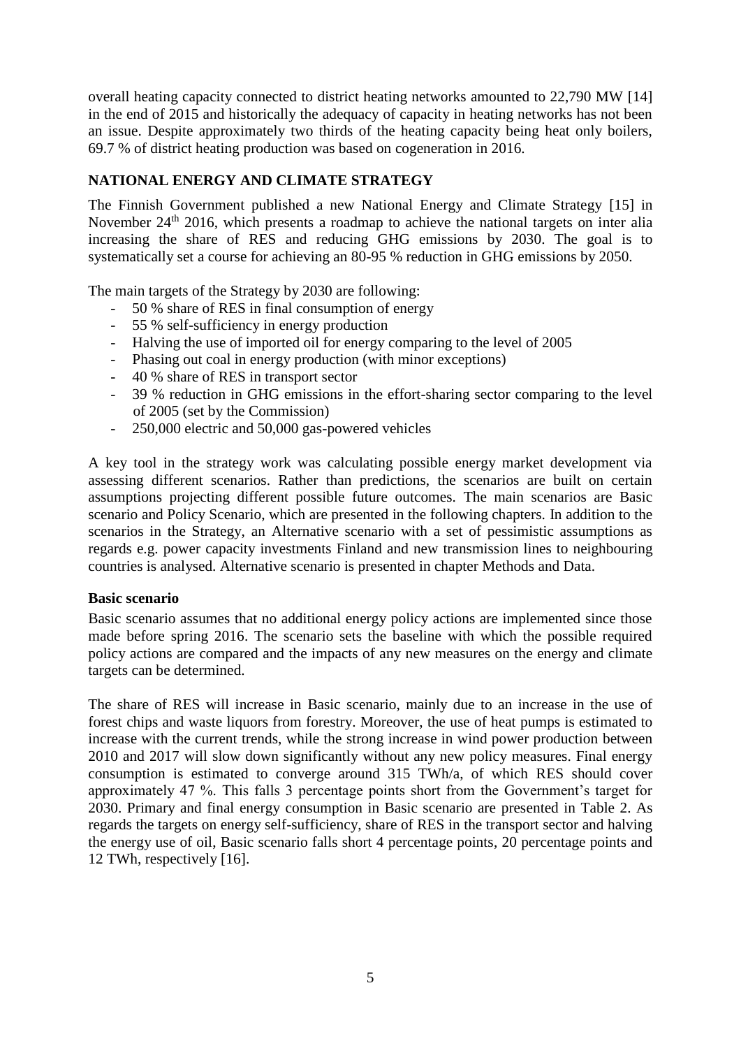overall heating capacity connected to district heating networks amounted to 22,790 MW [14] in the end of 2015 and historically the adequacy of capacity in heating networks has not been an issue. Despite approximately two thirds of the heating capacity being heat only boilers, 69.7 % of district heating production was based on cogeneration in 2016.

## NATIONAL ENERGY AND CLIMATE STRATEGY

The Finnish Government published a new National Energy and Climate Strategy [15] in November 24th 2016, which presents a roadmap to achieve the national targets on inter alia increasing the share of RES and reducing GHG emissions by 2030. The goal is to systematically set a course for achieving an 80-95 % reduction in GHG emissions by 2050.

The main targets of the Strategy by 2030 are following:

- 50 % share of RES in final consumption of energy
- 55 % self-sufficiency in energy production
- Halving the use of imported oil for energy comparing to the level of 2005
- Phasing out coal in energy production (with minor exceptions)
- 40 % share of RES in transport sector
- 39 % reduction in GHG emissions in the effort-sharing sector comparing to the level of 2005 (set by the Commission)
- 250,000 electric and 50,000 gas-powered vehicles

A key tool in the strategy work was calculating possible energy market development via assessing different scenarios. Rather than predictions, the scenarios are built on certain assumptions projecting different possible future outcomes. The main scenarios are Basic scenario and Policy Scenario, which are presented in the following chapters. In addition to the scenarios in the Strategy, an Alternative scenario with a set of pessimistic assumptions as regards e.g. power capacity investments Finland and new transmission lines to neighbouring countries is analysed. Alternative scenario is presented in chapter Methods and Data.

### Basic scenario

Basic scenario assumes that no additional energy policy actions are implemented since those made before spring 2016. The scenario sets the baseline with which the possible required policy actions are compared and the impacts of any new measures on the energy and climate targets can be determined.

The share of RES will increase in Basic scenario, mainly due to an increase in the use of forest chips and waste liquors from forestry. Moreover, the use of heat pumps is estimated to increase with the current trends, while the strong increase in wind power production between 2010 and 2017 will slow down significantly without any new policy measures. Final energy consumption is estimated to converge around 315 TWh/a, of which RES should cover approximately 47 %. This falls 3 percentage points short from the Government's target for 2030. Primary and final energy consumption in Basic scenario are presented in Table 2. As regards the targets on energy self-sufficiency, share of RES in the transport sector and halving the energy use of oil, Basic scenario falls short 4 percentage points, 20 percentage points and 12 TWh, respectively [16].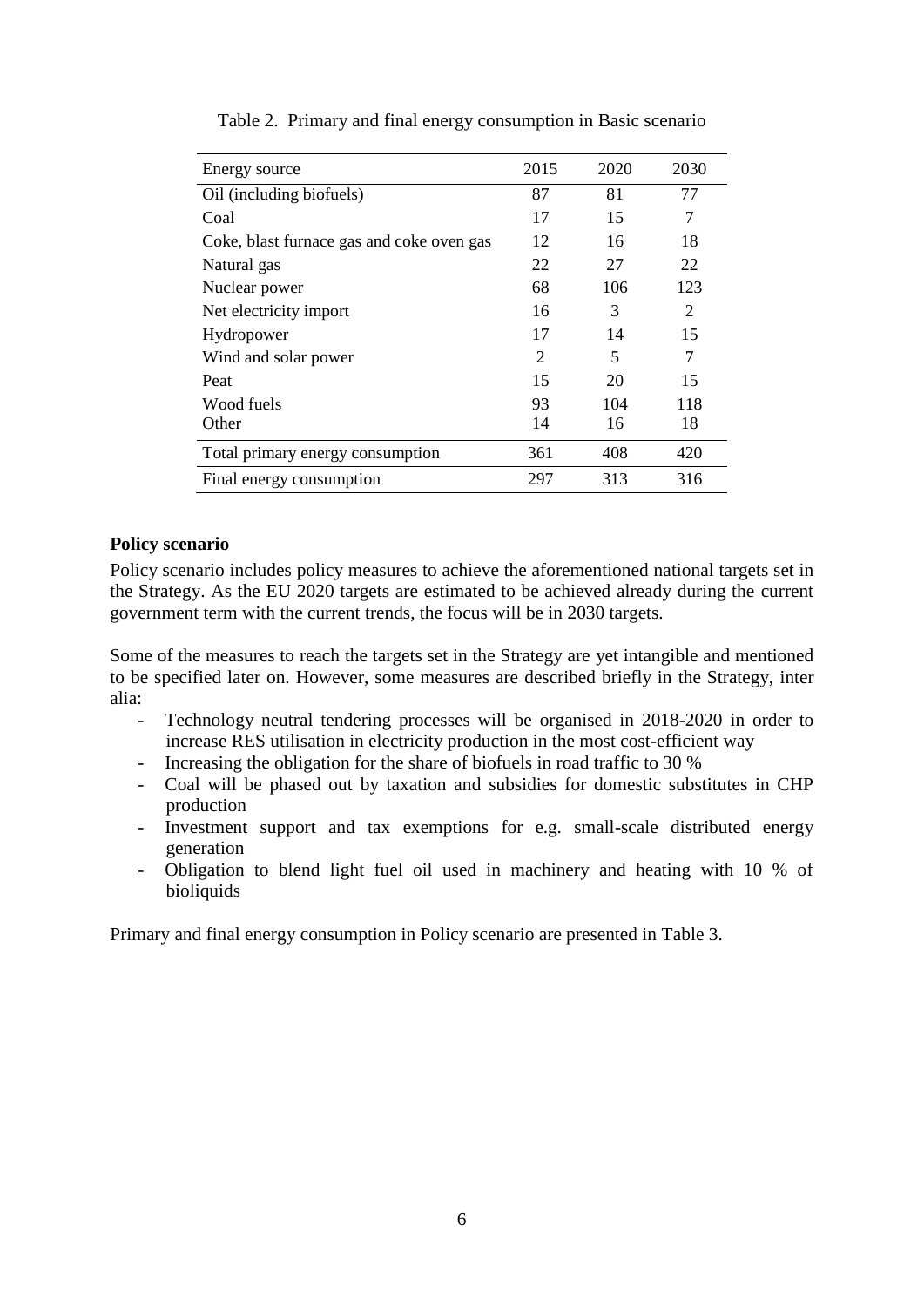Table 2. Primary and final energy consumption in Basic scenario

| Energy source | 2015 | 2020 | 2030 |
|---|---|---|---|
| Oil (including biofuels) | 87 | 81 | 77 |
| Coal | 17 | 15 | 7 |
| Coke, blast furnace gas and coke oven gas | 12 | 16 | 18 |
| Natural gas | 22 | 27 | 22 |
| Nuclear power | 68 | 106 | 123 |
| Net electricity import | 16 | 3 | 2 |
| Hydropower | 17 | 14 | 15 |
| Wind and solar power | 2 | 5 | 7 |
| Peat | 15 | 20 | 15 |
| Wood fuels | 93 | 104 | 118 |
| Other | 14 | 16 | 18 |
| Total primary energy consumption | 361 | 408 | 420 |
| Final energy consumption | 297 | 313 | 316 |

**Policy scenario**

Policy scenario includes policy measures to achieve the aforementioned national targets set in the Strategy. As the EU 2020 targets are estimated to be achieved already during the current government term with the current trends, the focus will be in 2030 targets.

Some of the measures to reach the targets set in the Strategy are yet intangible and mentioned to be specified later on. However, some measures are described briefly in the Strategy, inter alia:

- Technology neutral tendering processes will be organised in 2018-2020 in order to increase RES utilisation in electricity production in the most cost-efficient way
- Increasing the obligation for the share of biofuels in road traffic to 30 %
- Coal will be phased out by taxation and subsidies for domestic substitutes in CHP production
- Investment support and tax exemptions for e.g. small-scale distributed energy generation
- Obligation to blend light fuel oil used in machinery and heating with 10 % of bioliquids

Primary and final energy consumption in Policy scenario are presented in Table 3.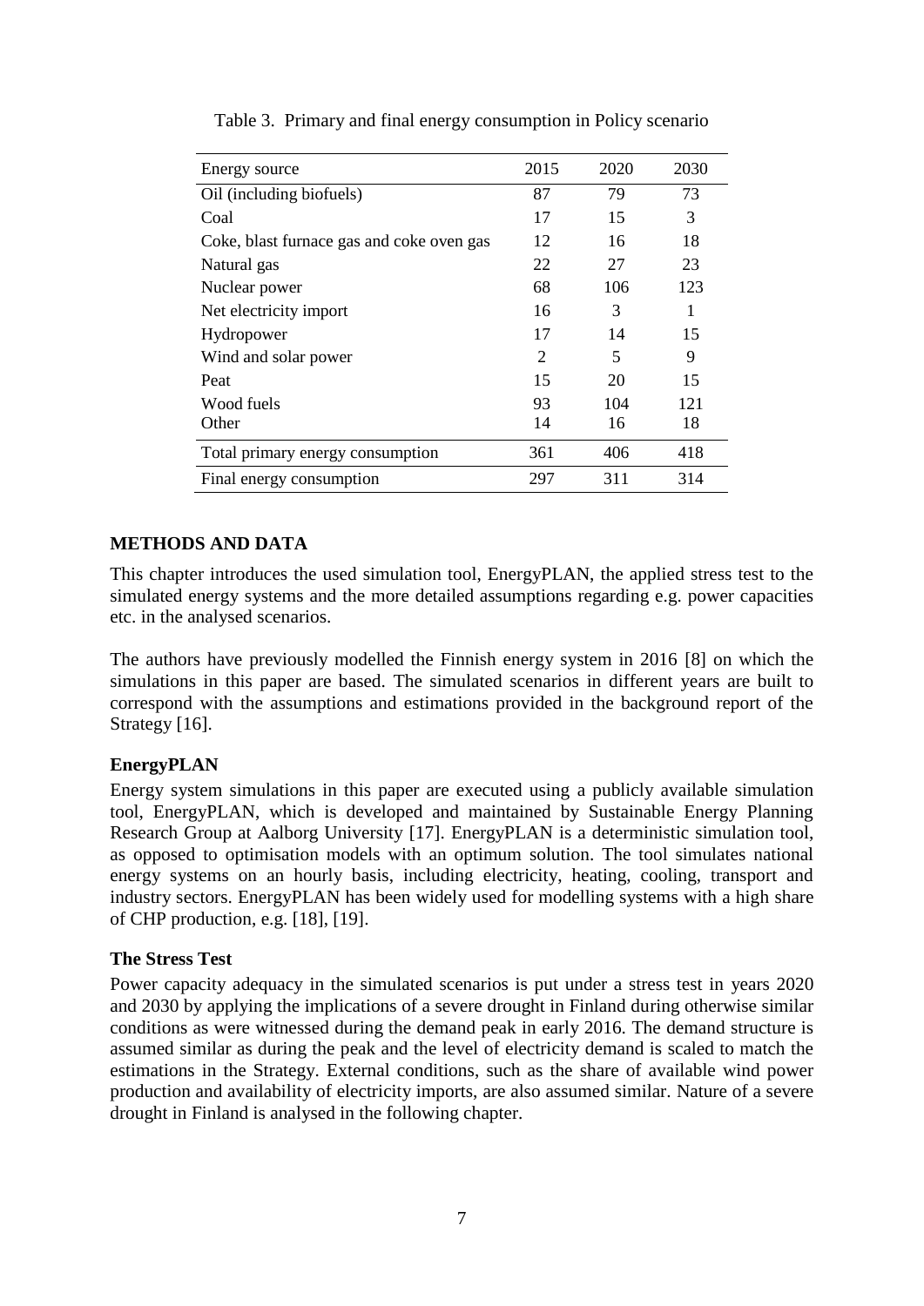Table 3. Primary and final energy consumption in Policy scenario

| Energy source | 2015 | 2020 | 2030 |
|---|---|---|---|
| Oil (including biofuels) | 87 | 79 | 73 |
| Coal | 17 | 15 | 3 |
| Coke, blast furnace gas and coke oven gas | 12 | 16 | 18 |
| Natural gas | 22 | 27 | 23 |
| Nuclear power | 68 | 106 | 123 |
| Net electricity import | 16 | 3 | 1 |
| Hydropower | 17 | 14 | 15 |
| Wind and solar power | 2 | 5 | 9 |
| Peat | 15 | 20 | 15 |
| Wood fuels | 93 | 104 | 121 |
| Other | 14 | 16 | 18 |
| Total primary energy consumption | 361 | 406 | 418 |
| Final energy consumption | 297 | 311 | 314 |

## METHODS AND DATA

This chapter introduces the used simulation tool, EnergyPLAN, the applied stress test to the simulated energy systems and the more detailed assumptions regarding e.g. power capacities etc. in the analysed scenarios.

The authors have previously modelled the Finnish energy system in 2016 [8] on which the simulations in this paper are based. The simulated scenarios in different years are built to correspond with the assumptions and estimations provided in the background report of the Strategy [16].

### EnergyPLAN

Energy system simulations in this paper are executed using a publicly available simulation tool, EnergyPLAN, which is developed and maintained by Sustainable Energy Planning Research Group at Aalborg University [17]. EnergyPLAN is a deterministic simulation tool, as opposed to optimisation models with an optimum solution. The tool simulates national energy systems on an hourly basis, including electricity, heating, cooling, transport and industry sectors. EnergyPLAN has been widely used for modelling systems with a high share of CHP production, e.g. [18], [19].

### The Stress Test

Power capacity adequacy in the simulated scenarios is put under a stress test in years 2020 and 2030 by applying the implications of a severe drought in Finland during otherwise similar conditions as were witnessed during the demand peak in early 2016. The demand structure is assumed similar as during the peak and the level of electricity demand is scaled to match the estimations in the Strategy. External conditions, such as the share of available wind power production and availability of electricity imports, are also assumed similar. Nature of a severe drought in Finland is analysed in the following chapter.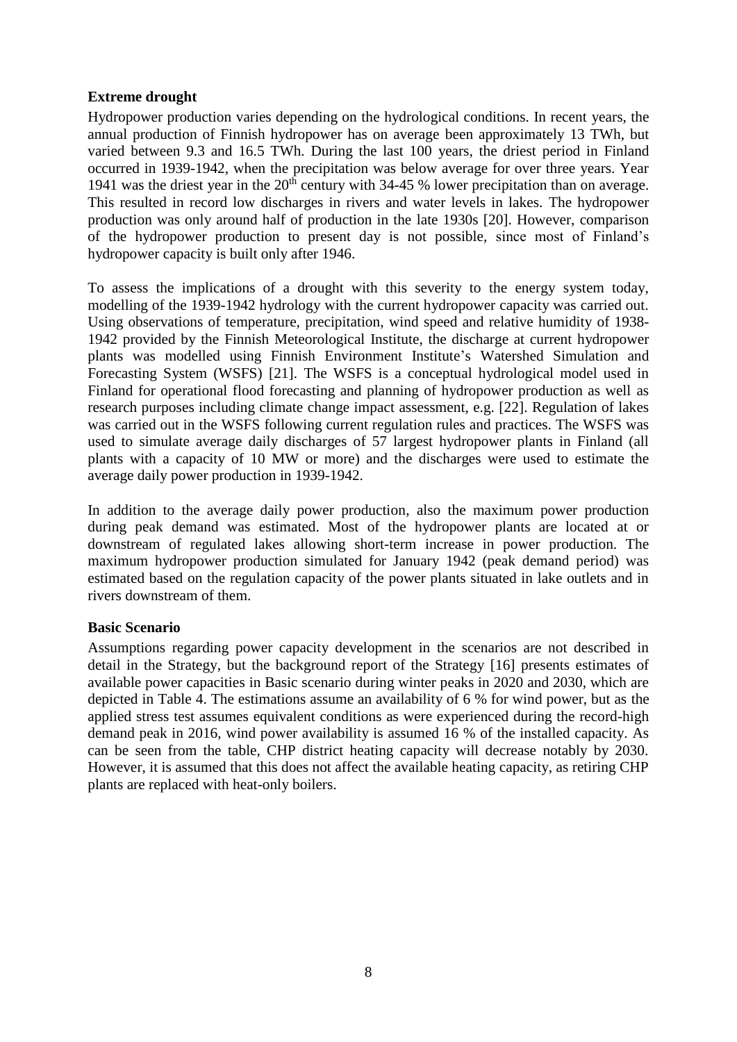**Extreme drought**

Hydropower production varies depending on the hydrological conditions. In recent years, the annual production of Finnish hydropower has on average been approximately 13 TWh, but varied between 9.3 and 16.5 TWh. During the last 100 years, the driest period in Finland occurred in 1939-1942, when the precipitation was below average for over three years. Year 1941 was the driest year in the $20^{th}$ century with 34-45 % lower precipitation than on average. This resulted in record low discharges in rivers and water levels in lakes. The hydropower production was only around half of production in the late 1930s [20]. However, comparison of the hydropower production to present day is not possible, since most of Finland's hydropower capacity is built only after 1946.

To assess the implications of a drought with this severity to the energy system today, modelling of the 1939-1942 hydrology with the current hydropower capacity was carried out. Using observations of temperature, precipitation, wind speed and relative humidity of 1938-1942 provided by the Finnish Meteorological Institute, the discharge at current hydropower plants was modelled using Finnish Environment Institute's Watershed Simulation and Forecasting System (WSFS) [21]. The WSFS is a conceptual hydrological model used in Finland for operational flood forecasting and planning of hydropower production as well as research purposes including climate change impact assessment, e.g. [22]. Regulation of lakes was carried out in the WSFS following current regulation rules and practices. The WSFS was used to simulate average daily discharges of 57 largest hydropower plants in Finland (all plants with a capacity of 10 MW or more) and the discharges were used to estimate the average daily power production in 1939-1942.

In addition to the average daily power production, also the maximum power production during peak demand was estimated. Most of the hydropower plants are located at or downstream of regulated lakes allowing short-term increase in power production. The maximum hydropower production simulated for January 1942 (peak demand period) was estimated based on the regulation capacity of the power plants situated in lake outlets and in rivers downstream of them.

**Basic Scenario**

Assumptions regarding power capacity development in the scenarios are not described in detail in the Strategy, but the background report of the Strategy [16] presents estimates of available power capacities in Basic scenario during winter peaks in 2020 and 2030, which are depicted in Table 4. The estimations assume an availability of 6 % for wind power, but as the applied stress test assumes equivalent conditions as were experienced during the record-high demand peak in 2016, wind power availability is assumed 16 % of the installed capacity. As can be seen from the table, CHP district heating capacity will decrease notably by 2030. However, it is assumed that this does not affect the available heating capacity, as retiring CHP plants are replaced with heat-only boilers.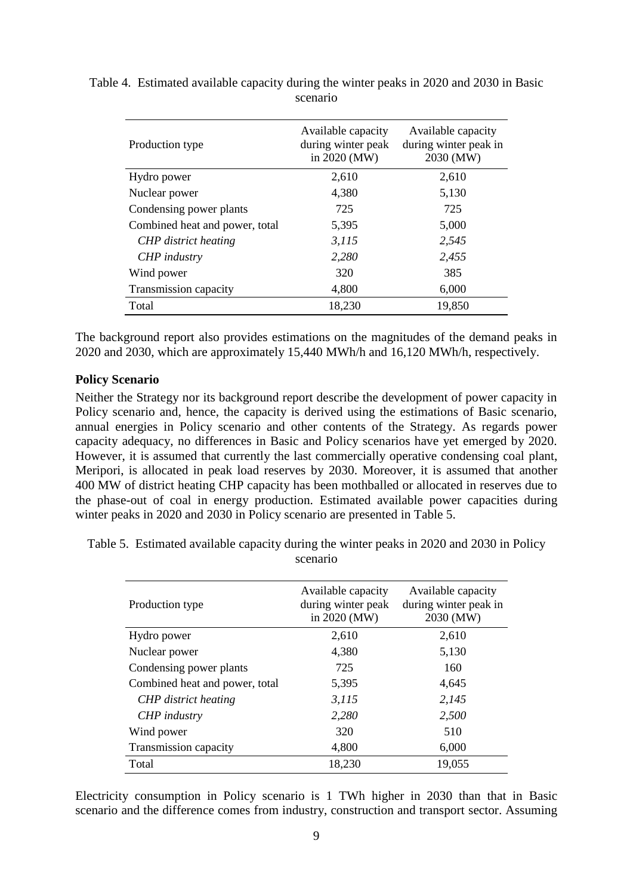Table 4. Estimated available capacity during the winter peaks in 2020 and 2030 in Basic scenario

| Production type | Available capacity during winter peak in 2020 (MW) | Available capacity during winter peak in 2030 (MW) |
|---|---|---|
| Hydro power | 2,610 | 2,610 |
| Nuclear power | 4,380 | 5,130 |
| Condensing power plants | 725 | 725 |
| Combined heat and power, total | 5,395 | 5,000 |
| *CHP district heating* | *3,115* | *2,545* |
| *CHP industry* | *2,280* | *2,455* |
| Wind power | 320 | 385 |
| Transmission capacity | 4,800 | 6,000 |
| Total | 18,230 | 19,850 |

The background report also provides estimations on the magnitudes of the demand peaks in 2020 and 2030, which are approximately 15,440 MWh/h and 16,120 MWh/h, respectively.

**Policy Scenario**

Neither the Strategy nor its background report describe the development of power capacity in Policy scenario and, hence, the capacity is derived using the estimations of Basic scenario, annual energies in Policy scenario and other contents of the Strategy. As regards power capacity adequacy, no differences in Basic and Policy scenarios have yet emerged by 2020. However, it is assumed that currently the last commercially operative condensing coal plant, Meripori, is allocated in peak load reserves by 2030. Moreover, it is assumed that another 400 MW of district heating CHP capacity has been mothballed or allocated in reserves due to the phase-out of coal in energy production. Estimated available power capacities during winter peaks in 2020 and 2030 in Policy scenario are presented in Table 5.

Table 5. Estimated available capacity during the winter peaks in 2020 and 2030 in Policy scenario

| Production type | Available capacity during winter peak in 2020 (MW) | Available capacity during winter peak in 2030 (MW) |
|---|---|---|
| Hydro power | 2,610 | 2,610 |
| Nuclear power | 4,380 | 5,130 |
| Condensing power plants | 725 | 160 |
| Combined heat and power, total | 5,395 | 4,645 |
| *CHP district heating* | *3,115* | *2,145* |
| *CHP industry* | *2,280* | *2,500* |
| Wind power | 320 | 510 |
| Transmission capacity | 4,800 | 6,000 |
| Total | 18,230 | 19,055 |

Electricity consumption in Policy scenario is 1 TWh higher in 2030 than that in Basic scenario and the difference comes from industry, construction and transport sector. Assuming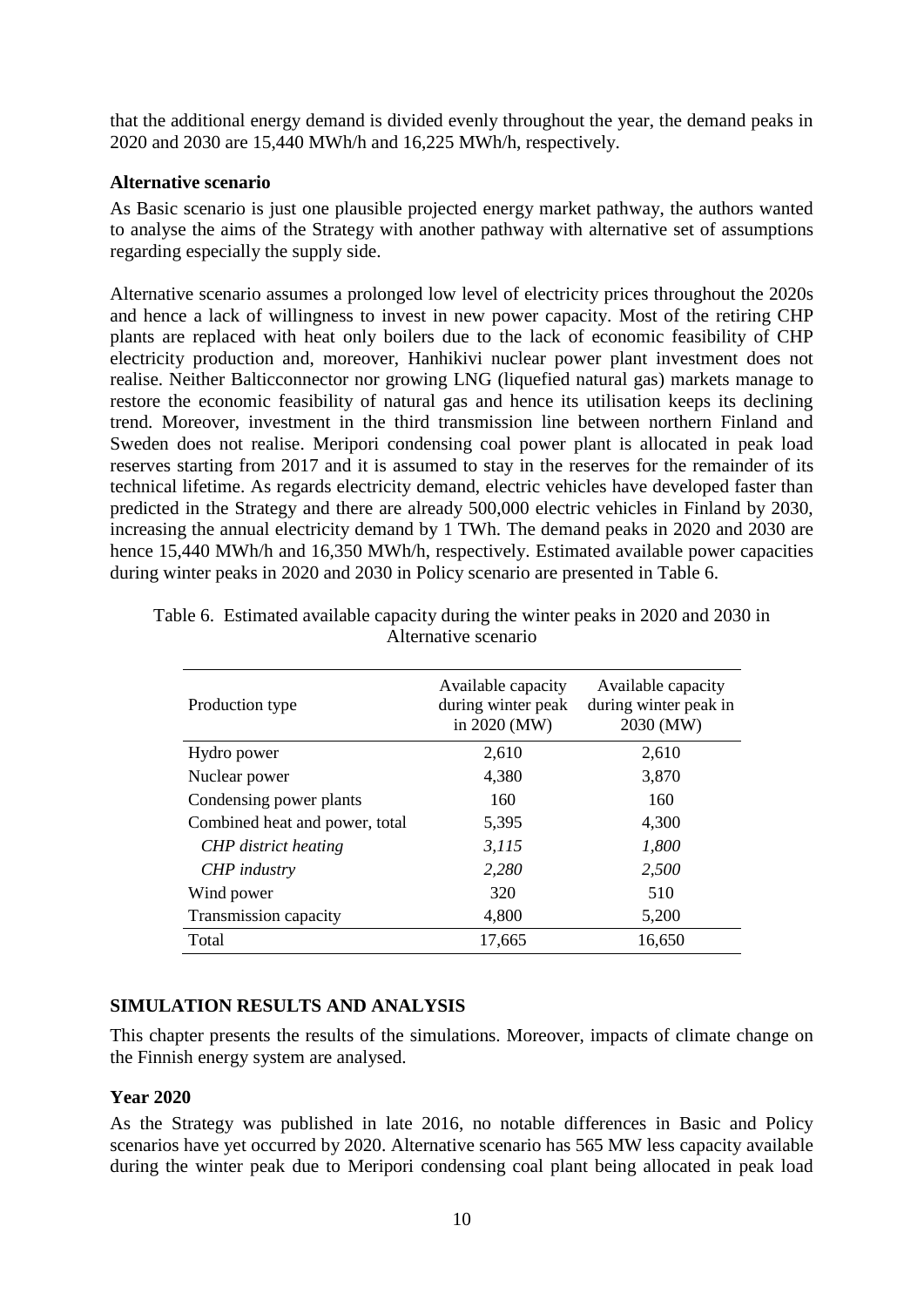that the additional energy demand is divided evenly throughout the year, the demand peaks in 2020 and 2030 are 15,440 MWh/h and 16,225 MWh/h, respectively.

### Alternative scenario

As Basic scenario is just one plausible projected energy market pathway, the authors wanted to analyse the aims of the Strategy with another pathway with alternative set of assumptions regarding especially the supply side.

Alternative scenario assumes a prolonged low level of electricity prices throughout the 2020s and hence a lack of willingness to invest in new power capacity. Most of the retiring CHP plants are replaced with heat only boilers due to the lack of economic feasibility of CHP electricity production and, moreover, Hanhikivi nuclear power plant investment does not realise. Neither Balticconnector nor growing LNG (liquefied natural gas) markets manage to restore the economic feasibility of natural gas and hence its utilisation keeps its declining trend. Moreover, investment in the third transmission line between northern Finland and Sweden does not realise. Meripori condensing coal power plant is allocated in peak load reserves starting from 2017 and it is assumed to stay in the reserves for the remainder of its technical lifetime. As regards electricity demand, electric vehicles have developed faster than predicted in the Strategy and there are already 500,000 electric vehicles in Finland by 2030, increasing the annual electricity demand by 1 TWh. The demand peaks in 2020 and 2030 are hence 15,440 MWh/h and 16,350 MWh/h, respectively. Estimated available power capacities during winter peaks in 2020 and 2030 in Policy scenario are presented in Table 6.

Table 6. Estimated available capacity during the winter peaks in 2020 and 2030 in Alternative scenario

| Production type | Available capacity during winter peak in 2020 (MW) | Available capacity during winter peak in 2030 (MW) |
|---|---|---|
| Hydro power | 2,610 | 2,610 |
| Nuclear power | 4,380 | 3,870 |
| Condensing power plants | 160 | 160 |
| Combined heat and power, total | 5,395 | 4,300 |
| *CHP district heating* | *3,115* | *1,800* |
| *CHP industry* | *2,280* | *2,500* |
| Wind power | 320 | 510 |
| Transmission capacity | 4,800 | 5,200 |
| Total | 17,665 | 16,650 |

## SIMULATION RESULTS AND ANALYSIS

This chapter presents the results of the simulations. Moreover, impacts of climate change on the Finnish energy system are analysed.

### Year 2020

As the Strategy was published in late 2016, no notable differences in Basic and Policy scenarios have yet occurred by 2020. Alternative scenario has 565 MW less capacity available during the winter peak due to Meripori condensing coal plant being allocated in peak load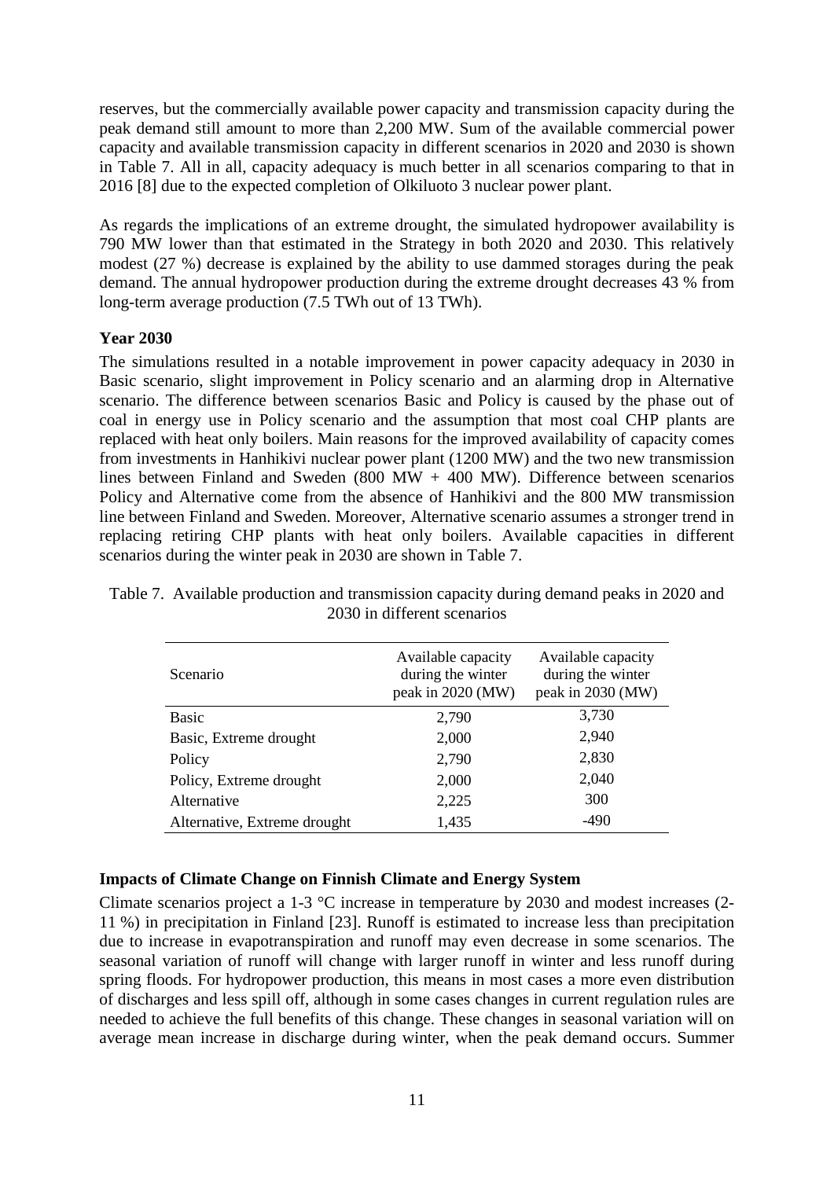reserves, but the commercially available power capacity and transmission capacity during the peak demand still amount to more than 2,200 MW. Sum of the available commercial power capacity and available transmission capacity in different scenarios in 2020 and 2030 is shown in Table 7. All in all, capacity adequacy is much better in all scenarios comparing to that in 2016 [8] due to the expected completion of Olkiluoto 3 nuclear power plant.

As regards the implications of an extreme drought, the simulated hydropower availability is 790 MW lower than that estimated in the Strategy in both 2020 and 2030. This relatively modest (27 %) decrease is explained by the ability to use dammed storages during the peak demand. The annual hydropower production during the extreme drought decreases 43 % from long-term average production (7.5 TWh out of 13 TWh).

**Year 2030**

The simulations resulted in a notable improvement in power capacity adequacy in 2030 in Basic scenario, slight improvement in Policy scenario and an alarming drop in Alternative scenario. The difference between scenarios Basic and Policy is caused by the phase out of coal in energy use in Policy scenario and the assumption that most coal CHP plants are replaced with heat only boilers. Main reasons for the improved availability of capacity comes from investments in Hanhikivi nuclear power plant (1200 MW) and the two new transmission lines between Finland and Sweden (800 MW + 400 MW). Difference between scenarios Policy and Alternative come from the absence of Hanhikivi and the 800 MW transmission line between Finland and Sweden. Moreover, Alternative scenario assumes a stronger trend in replacing retiring CHP plants with heat only boilers. Available capacities in different scenarios during the winter peak in 2030 are shown in Table 7.

Table 7. Available production and transmission capacity during demand peaks in 2020 and 2030 in different scenarios

| Scenario | Available capacity during the winter peak in 2020 (MW) | Available capacity during the winter peak in 2030 (MW) |
|---|---|---|
| Basic | 2,790 | 3,730 |
| Basic, Extreme drought | 2,000 | 2,940 |
| Policy | 2,790 | 2,830 |
| Policy, Extreme drought | 2,000 | 2,040 |
| Alternative | 2,225 | 300 |
| Alternative, Extreme drought | 1,435 | -490 |

**Impacts of Climate Change on Finnish Climate and Energy System**

Climate scenarios project a 1-3 °C increase in temperature by 2030 and modest increases (2-11 %) in precipitation in Finland [23]. Runoff is estimated to increase less than precipitation due to increase in evapotranspiration and runoff may even decrease in some scenarios. The seasonal variation of runoff will change with larger runoff in winter and less runoff during spring floods. For hydropower production, this means in most cases a more even distribution of discharges and less spill off, although in some cases changes in current regulation rules are needed to achieve the full benefits of this change. These changes in seasonal variation will on average mean increase in discharge during winter, when the peak demand occurs. Summer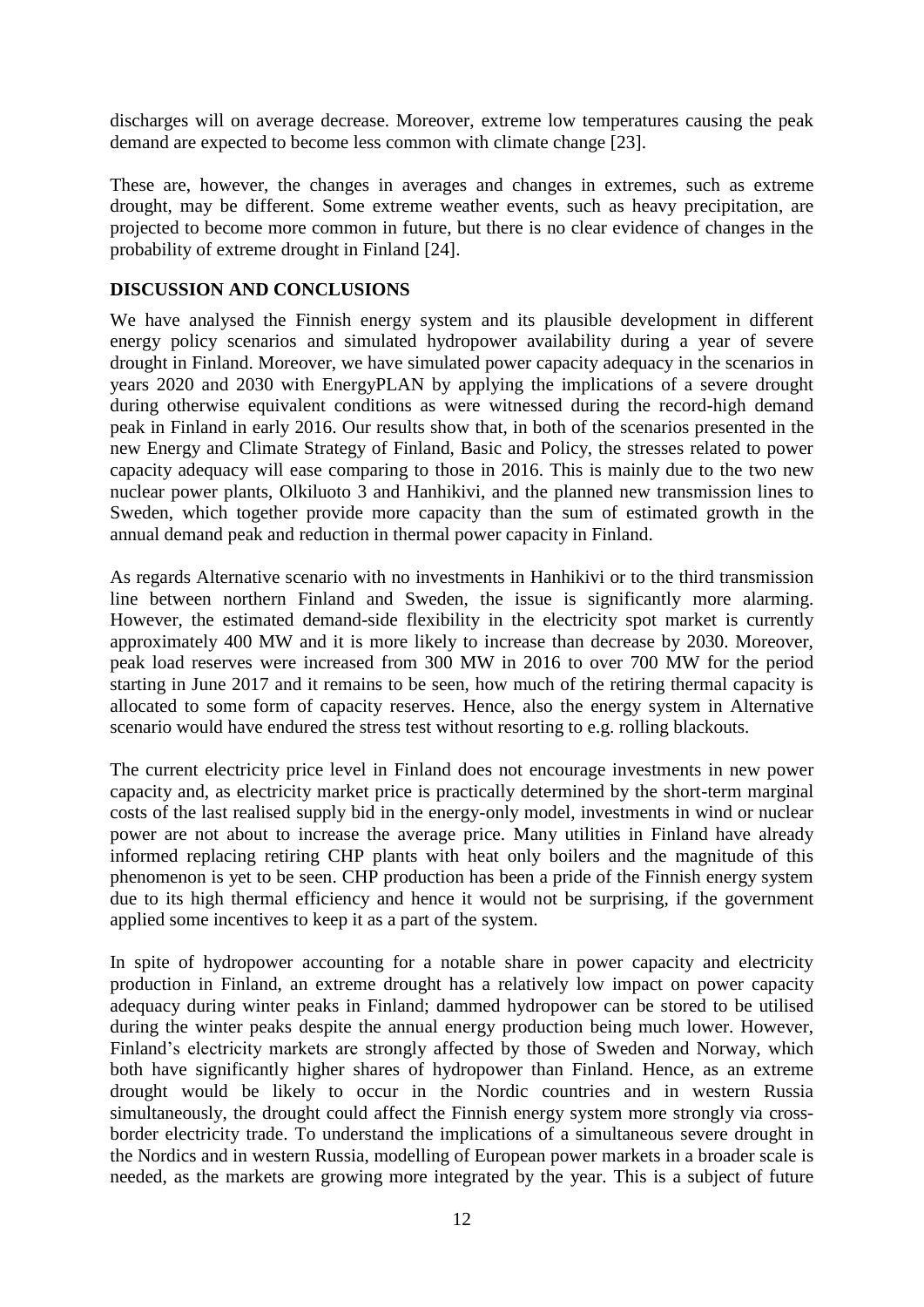discharges will on average decrease. Moreover, extreme low temperatures causing the peak demand are expected to become less common with climate change [23].

These are, however, the changes in averages and changes in extremes, such as extreme drought, may be different. Some extreme weather events, such as heavy precipitation, are projected to become more common in future, but there is no clear evidence of changes in the probability of extreme drought in Finland [24].

## DISCUSSION AND CONCLUSIONS

We have analysed the Finnish energy system and its plausible development in different energy policy scenarios and simulated hydropower availability during a year of severe drought in Finland. Moreover, we have simulated power capacity adequacy in the scenarios in years 2020 and 2030 with EnergyPLAN by applying the implications of a severe drought during otherwise equivalent conditions as were witnessed during the record-high demand peak in Finland in early 2016. Our results show that, in both of the scenarios presented in the new Energy and Climate Strategy of Finland, Basic and Policy, the stresses related to power capacity adequacy will ease comparing to those in 2016. This is mainly due to the two new nuclear power plants, Olkiluoto 3 and Hanhikivi, and the planned new transmission lines to Sweden, which together provide more capacity than the sum of estimated growth in the annual demand peak and reduction in thermal power capacity in Finland.

As regards Alternative scenario with no investments in Hanhikivi or to the third transmission line between northern Finland and Sweden, the issue is significantly more alarming. However, the estimated demand-side flexibility in the electricity spot market is currently approximately 400 MW and it is more likely to increase than decrease by 2030. Moreover, peak load reserves were increased from 300 MW in 2016 to over 700 MW for the period starting in June 2017 and it remains to be seen, how much of the retiring thermal capacity is allocated to some form of capacity reserves. Hence, also the energy system in Alternative scenario would have endured the stress test without resorting to e.g. rolling blackouts.

The current electricity price level in Finland does not encourage investments in new power capacity and, as electricity market price is practically determined by the short-term marginal costs of the last realised supply bid in the energy-only model, investments in wind or nuclear power are not about to increase the average price. Many utilities in Finland have already informed replacing retiring CHP plants with heat only boilers and the magnitude of this phenomenon is yet to be seen. CHP production has been a pride of the Finnish energy system due to its high thermal efficiency and hence it would not be surprising, if the government applied some incentives to keep it as a part of the system.

In spite of hydropower accounting for a notable share in power capacity and electricity production in Finland, an extreme drought has a relatively low impact on power capacity adequacy during winter peaks in Finland; dammed hydropower can be stored to be utilised during the winter peaks despite the annual energy production being much lower. However, Finland's electricity markets are strongly affected by those of Sweden and Norway, which both have significantly higher shares of hydropower than Finland. Hence, as an extreme drought would be likely to occur in the Nordic countries and in western Russia simultaneously, the drought could affect the Finnish energy system more strongly via cross-border electricity trade. To understand the implications of a simultaneous severe drought in the Nordics and in western Russia, modelling of European power markets in a broader scale is needed, as the markets are growing more integrated by the year. This is a subject of future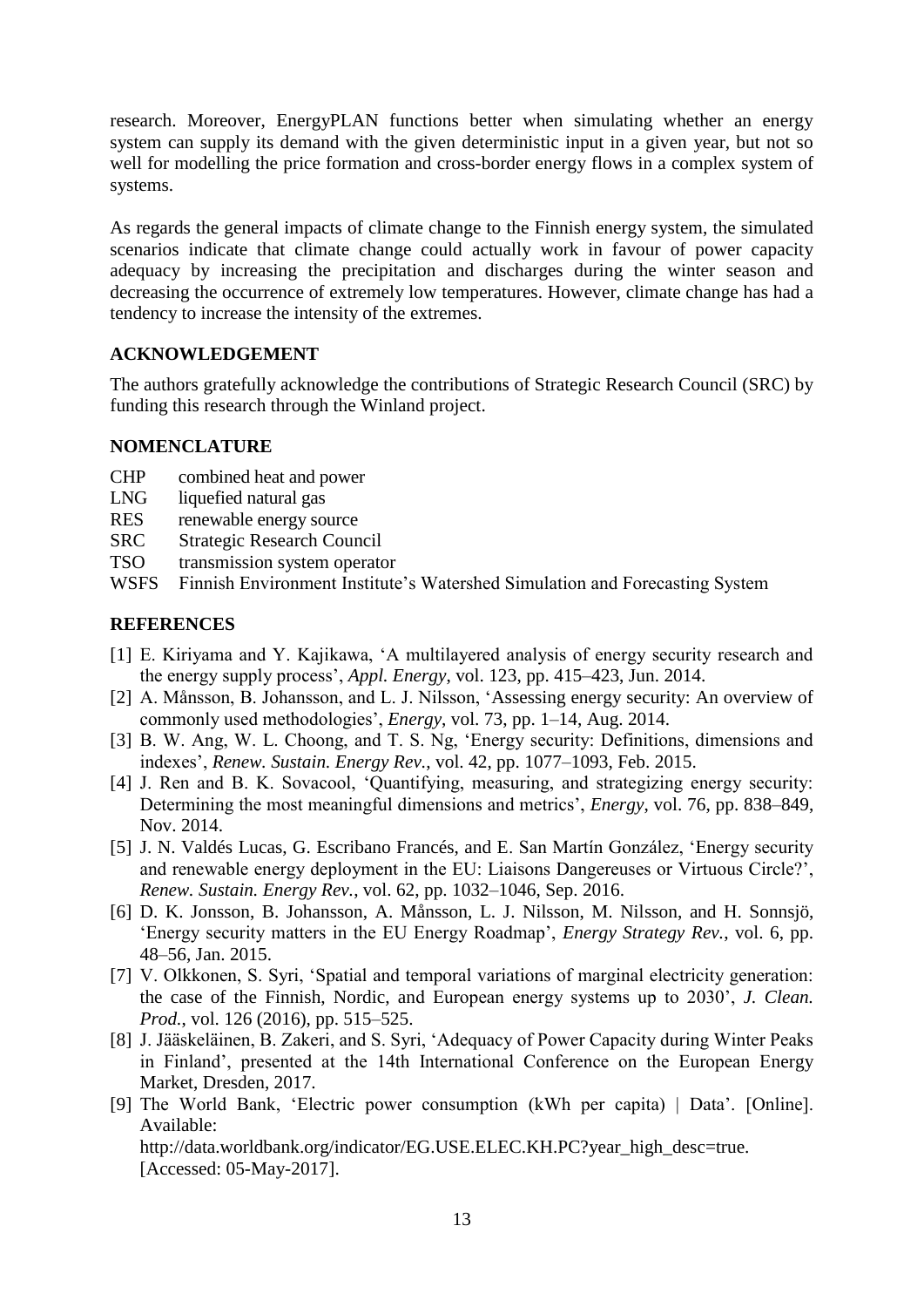research. Moreover, EnergyPLAN functions better when simulating whether an energy system can supply its demand with the given deterministic input in a given year, but not so well for modelling the price formation and cross-border energy flows in a complex system of systems.

As regards the general impacts of climate change to the Finnish energy system, the simulated scenarios indicate that climate change could actually work in favour of power capacity adequacy by increasing the precipitation and discharges during the winter season and decreasing the occurrence of extremely low temperatures. However, climate change has had a tendency to increase the intensity of the extremes.

## ACKNOWLEDGEMENT

The authors gratefully acknowledge the contributions of Strategic Research Council (SRC) by funding this research through the Winland project.

## NOMENCLATURE

- CHP combined heat and power
- LNG liquefied natural gas
- RES renewable energy source
- SRC Strategic Research Council
- TSO transmission system operator
- WSFS Finnish Environment Institute's Watershed Simulation and Forecasting System

## REFERENCES

[1] E. Kiriyama and Y. Kajikawa, 'A multilayered analysis of energy security research and the energy supply process', *Appl. Energy*, vol. 123, pp. 415–423, Jun. 2014.

[2] A. Månsson, B. Johansson, and L. J. Nilsson, 'Assessing energy security: An overview of commonly used methodologies', *Energy*, vol. 73, pp. 1–14, Aug. 2014.

[3] B. W. Ang, W. L. Choong, and T. S. Ng, 'Energy security: Definitions, dimensions and indexes', *Renew. Sustain. Energy Rev.*, vol. 42, pp. 1077–1093, Feb. 2015.

[4] J. Ren and B. K. Sovacool, 'Quantifying, measuring, and strategizing energy security: Determining the most meaningful dimensions and metrics', *Energy*, vol. 76, pp. 838–849, Nov. 2014.

[5] J. N. Valdés Lucas, G. Escribano Francés, and E. San Martín González, 'Energy security and renewable energy deployment in the EU: Liaisons Dangereuses or Virtuous Circle?', *Renew. Sustain. Energy Rev.*, vol. 62, pp. 1032–1046, Sep. 2016.

[6] D. K. Jonsson, B. Johansson, A. Månsson, L. J. Nilsson, M. Nilsson, and H. Sonnsjö, 'Energy security matters in the EU Energy Roadmap', *Energy Strategy Rev.*, vol. 6, pp. 48–56, Jan. 2015.

[7] V. Olkkonen, S. Syri, 'Spatial and temporal variations of marginal electricity generation: the case of the Finnish, Nordic, and European energy systems up to 2030', *J. Clean. Prod.*, vol. 126 (2016), pp. 515–525.

[8] J. Jääskeläinen, B. Zakeri, and S. Syri, 'Adequacy of Power Capacity during Winter Peaks in Finland', presented at the 14th International Conference on the European Energy Market, Dresden, 2017.

[9] The World Bank, 'Electric power consumption (kWh per capita) | Data'. [Online]. Available: http://data.worldbank.org/indicator/EG.USE.ELEC.KH.PC?year_high_desc=true. [Accessed: 05-May-2017].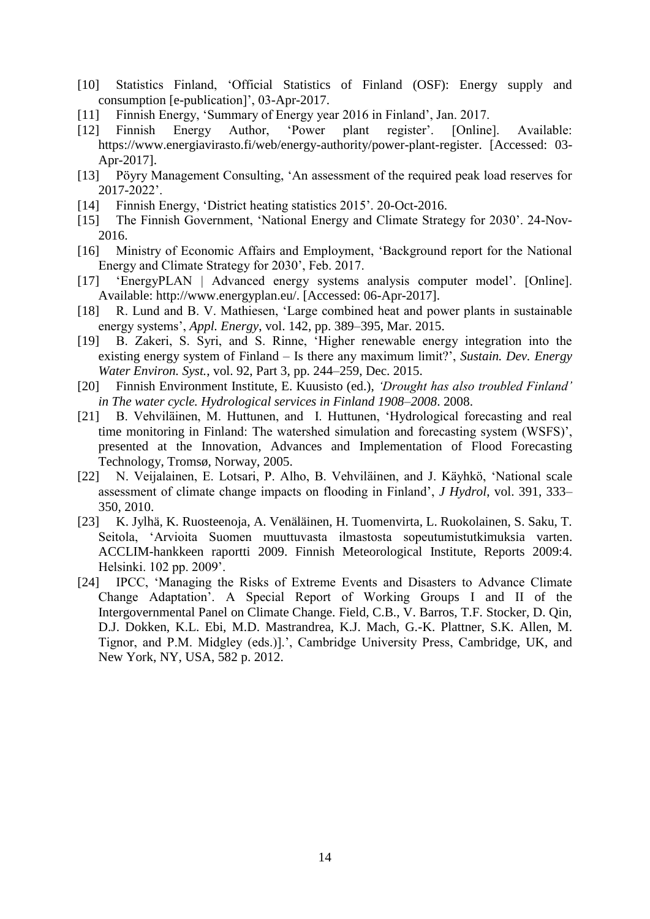[10] Statistics Finland, 'Official Statistics of Finland (OSF): Energy supply and consumption [e-publication]', 03-Apr-2017.

[11] Finnish Energy, 'Summary of Energy year 2016 in Finland', Jan. 2017.

[12] Finnish Energy Author, 'Power plant register'. [Online]. Available: https://www.energiavirasto.fi/web/energy-authority/power-plant-register. [Accessed: 03-Apr-2017].

[13] Pöyry Management Consulting, 'An assessment of the required peak load reserves for 2017-2022'.

[14] Finnish Energy, 'District heating statistics 2015'. 20-Oct-2016.

[15] The Finnish Government, 'National Energy and Climate Strategy for 2030'. 24-Nov-2016.

[16] Ministry of Economic Affairs and Employment, 'Background report for the National Energy and Climate Strategy for 2030', Feb. 2017.

[17] 'EnergyPLAN | Advanced energy systems analysis computer model'. [Online]. Available: http://www.energyplan.eu/. [Accessed: 06-Apr-2017].

[18] R. Lund and B. V. Mathiesen, 'Large combined heat and power plants in sustainable energy systems', *Appl. Energy*, vol. 142, pp. 389–395, Mar. 2015.

[19] B. Zakeri, S. Syri, and S. Rinne, 'Higher renewable energy integration into the existing energy system of Finland – Is there any maximum limit?', *Sustain. Dev. Energy Water Environ. Syst.*, vol. 92, Part 3, pp. 244–259, Dec. 2015.

[20] Finnish Environment Institute, E. Kuusisto (ed.), *'Drought has also troubled Finland' in The water cycle. Hydrological services in Finland 1908–2008*. 2008.

[21] B. Vehviläinen, M. Huttunen, and I. Huttunen, 'Hydrological forecasting and real time monitoring in Finland: The watershed simulation and forecasting system (WSFS)', presented at the Innovation, Advances and Implementation of Flood Forecasting Technology, Tromsø, Norway, 2005.

[22] N. Veijalainen, E. Lotsari, P. Alho, B. Vehviläinen, and J. Käyhkö, 'National scale assessment of climate change impacts on flooding in Finland', *J Hydrol*, vol. 391, 333–350, 2010.

[23] K. Jylhä, K. Ruosteenoja, A. Venäläinen, H. Tuomenvirta, L. Ruokolainen, S. Saku, T. Seitola, 'Arvioita Suomen muuttuvasta ilmastosta sopeutumistutkimuksia varten. ACCLIM-hankkeen raportti 2009. Finnish Meteorological Institute, Reports 2009:4. Helsinki. 102 pp. 2009'.

[24] IPCC, 'Managing the Risks of Extreme Events and Disasters to Advance Climate Change Adaptation'. A Special Report of Working Groups I and II of the Intergovernmental Panel on Climate Change. Field, C.B., V. Barros, T.F. Stocker, D. Qin, D.J. Dokken, K.L. Ebi, M.D. Mastrandrea, K.J. Mach, G.-K. Plattner, S.K. Allen, M. Tignor, and P.M. Midgley (eds.)].', Cambridge University Press, Cambridge, UK, and New York, NY, USA, 582 p. 2012.